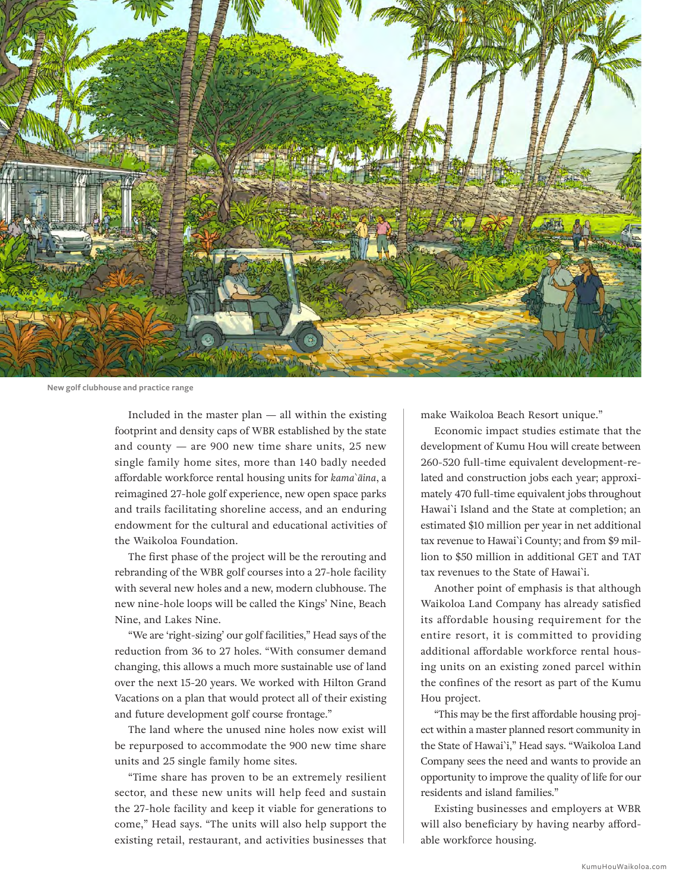New golf clubhouse and practice range

Included in the master plan — all within the existing footprint and density caps of WBR established by the state and county — are 900 new time share units, 25 new single family home sites, more than 140 badly needed affordable workforce rental housing units for *kama`āina*, a reimagined 27-hole golf experience, new open space parks and trails facilitating shoreline access, and an enduring endowment for the cultural and educational activities of the Waikoloa Foundation.

The first phase of the project will be the rerouting and rebranding of the WBR golf courses into a 27-hole facility with several new holes and a new, modern clubhouse. The new nine-hole loops will be called the Kings' Nine, Beach Nine, and Lakes Nine.

"We are 'right-sizing' our golf facilities," Head says of the reduction from 36 to 27 holes. "With consumer demand changing, this allows a much more sustainable use of land over the next 15-20 years. We worked with Hilton Grand Vacations on a plan that would protect all of their existing and future development golf course frontage."

The land where the unused nine holes now exist will be repurposed to accommodate the 900 new time share units and 25 single family home sites.

"Time share has proven to be an extremely resilient sector, and these new units will help feed and sustain the 27-hole facility and keep it viable for generations to come," Head says. "The units will also help support the existing retail, restaurant, and activities businesses that make Waikoloa Beach Resort unique."

Economic impact studies estimate that the development of Kumu Hou will create between 260-520 full-time equivalent development-related and construction jobs each year; approximately 470 full-time equivalent jobs throughout Hawai`i Island and the State at completion; an estimated $10 million per year in net additional tax revenue to Hawai`i County; and from $9 million to $50 million in additional GET and TAT tax revenues to the State of Hawai`i.

Another point of emphasis is that although Waikoloa Land Company has already satisfied its affordable housing requirement for the entire resort, it is committed to providing additional affordable workforce rental housing units on an existing zoned parcel within the confines of the resort as part of the Kumu Hou project.

"This may be the first affordable housing project within a master planned resort community in the State of Hawai`i," Head says. "Waikoloa Land Company sees the need and wants to provide an opportunity to improve the quality of life for our residents and island families."

Existing businesses and employers at WBR will also beneficiary by having nearby affordable workforce housing.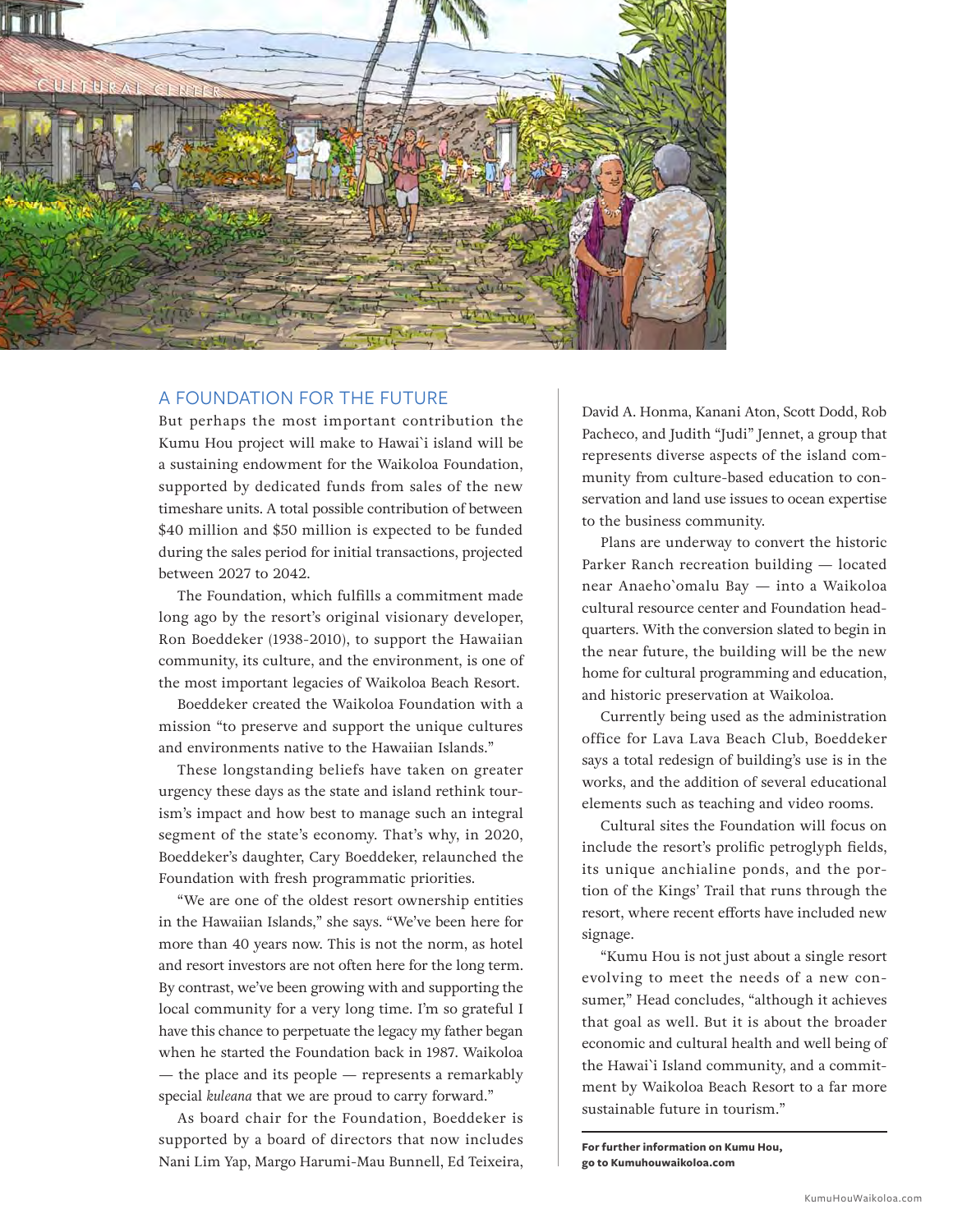## A FOUNDATION FOR THE FUTURE

But perhaps the most important contribution the Kumu Hou project will make to Hawai`i island will be a sustaining endowment for the Waikoloa Foundation, supported by dedicated funds from sales of the new timeshare units. A total possible contribution of between $40 million and $50 million is expected to be funded during the sales period for initial transactions, projected between 2027 to 2042.

The Foundation, which fulfills a commitment made long ago by the resort's original visionary developer, Ron Boeddeker (1938-2010), to support the Hawaiian community, its culture, and the environment, is one of the most important legacies of Waikoloa Beach Resort.

Boeddeker created the Waikoloa Foundation with a mission "to preserve and support the unique cultures and environments native to the Hawaiian Islands."

These longstanding beliefs have taken on greater urgency these days as the state and island rethink tourism's impact and how best to manage such an integral segment of the state's economy. That's why, in 2020, Boeddeker's daughter, Cary Boeddeker, relaunched the Foundation with fresh programmatic priorities.

"We are one of the oldest resort ownership entities in the Hawaiian Islands," she says. "We've been here for more than 40 years now. This is not the norm, as hotel and resort investors are not often here for the long term. By contrast, we've been growing with and supporting the local community for a very long time. I'm so grateful I have this chance to perpetuate the legacy my father began when he started the Foundation back in 1987. Waikoloa — the place and its people — represents a remarkably special *kuleana* that we are proud to carry forward."

As board chair for the Foundation, Boeddeker is supported by a board of directors that now includes Nani Lim Yap, Margo Harumi-Mau Bunnell, Ed Teixeira, David A. Honma, Kanani Aton, Scott Dodd, Rob Pacheco, and Judith "Judi" Jennet, a group that represents diverse aspects of the island community from culture-based education to conservation and land use issues to ocean expertise to the business community.

Plans are underway to convert the historic Parker Ranch recreation building — located near Anaeho`omalu Bay — into a Waikoloa cultural resource center and Foundation headquarters. With the conversion slated to begin in the near future, the building will be the new home for cultural programming and education, and historic preservation at Waikoloa.

Currently being used as the administration office for Lava Lava Beach Club, Boeddeker says a total redesign of building's use is in the works, and the addition of several educational elements such as teaching and video rooms.

Cultural sites the Foundation will focus on include the resort's prolific petroglyph fields, its unique anchialine ponds, and the portion of the Kings' Trail that runs through the resort, where recent efforts have included new signage.

"Kumu Hou is not just about a single resort evolving to meet the needs of a new consumer," Head concludes, "although it achieves that goal as well. But it is about the broader economic and cultural health and well being of the Hawai`i Island community, and a commitment by Waikoloa Beach Resort to a far more sustainable future in tourism."

**For further information on Kumu Hou, go to Kumuhouwaikoloa.com**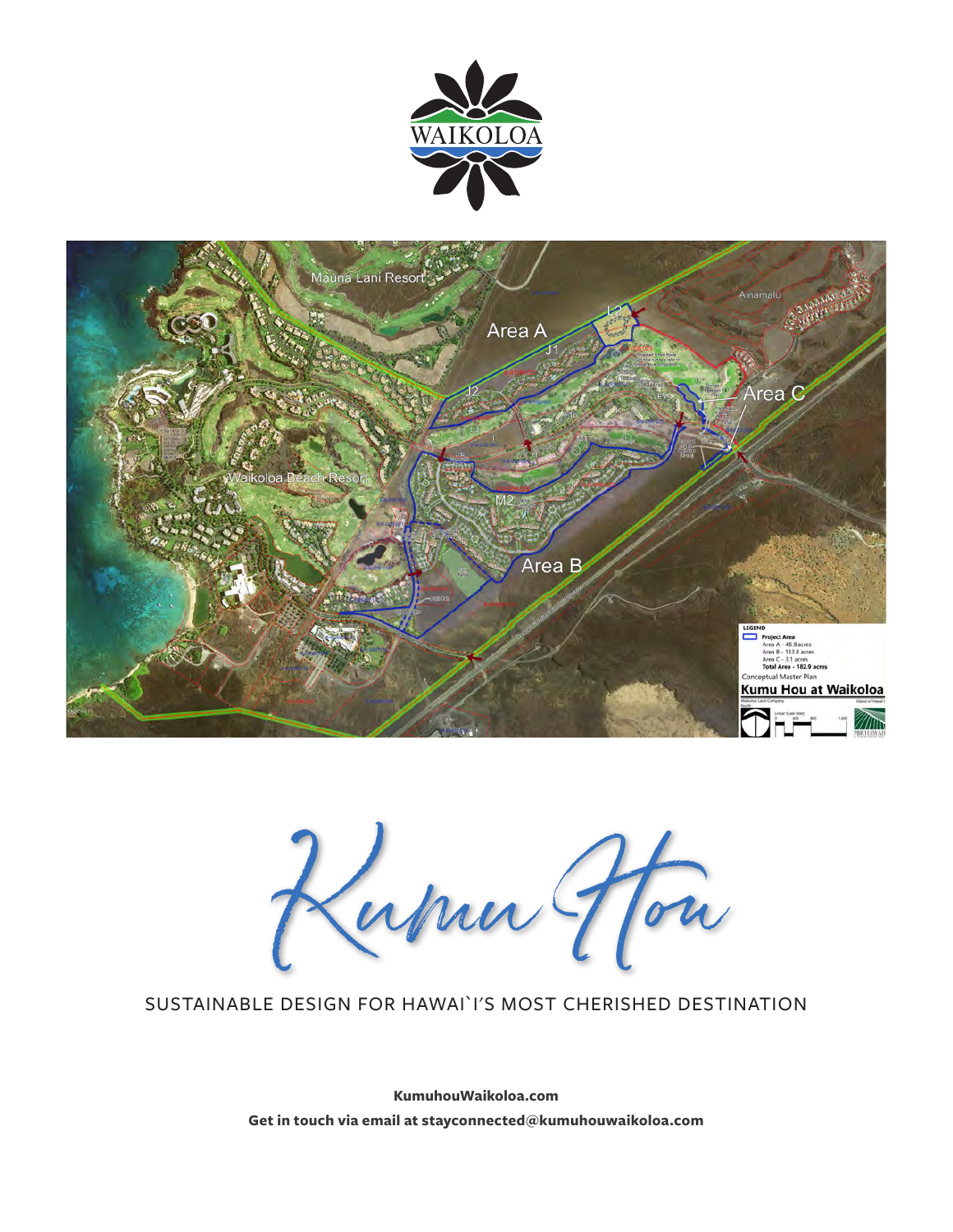WAIKOLOA

Mauna Lani Resort

Area A

J1

J2

L2

L3

Area C

Ainamalu

Waikoloa Beach Resort

M1

M2

Area B

LEGEND

Project Area

Area A - 45.9acres

Area B - 133.8 acres

Area C - 3.1 acres

Total Area - 182.9 acres

Conceptual Master Plan

Kumu Hou at Waikoloa

# Kumu Hou

SUSTAINABLE DESIGN FOR HAWAI`I'S MOST CHERISHED DESTINATION

**KumuhouWaikoloa.com**

**Get in touch via email at stayconnected@kumuhouwaikoloa.com**